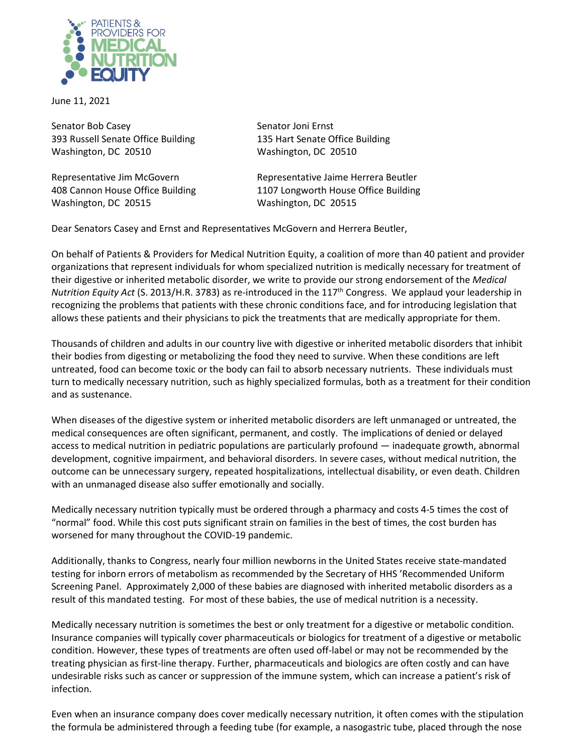June 11, 2021

Senator Bob Casey
393 Russell Senate Office Building
Washington, DC 20510

Senator Joni Ernst
135 Hart Senate Office Building
Washington, DC 20510

Representative Jim McGovern
408 Cannon House Office Building
Washington, DC 20515

Representative Jaime Herrera Beutler
1107 Longworth House Office Building
Washington, DC 20515

Dear Senators Casey and Ernst and Representatives McGovern and Herrera Beutler,

On behalf of Patients & Providers for Medical Nutrition Equity, a coalition of more than 40 patient and provider organizations that represent individuals for whom specialized nutrition is medically necessary for treatment of their digestive or inherited metabolic disorder, we write to provide our strong endorsement of the *Medical Nutrition Equity Act* (S. 2013/H.R. 3783) as re-introduced in the 117th Congress. We applaud your leadership in recognizing the problems that patients with these chronic conditions face, and for introducing legislation that allows these patients and their physicians to pick the treatments that are medically appropriate for them.

Thousands of children and adults in our country live with digestive or inherited metabolic disorders that inhibit their bodies from digesting or metabolizing the food they need to survive. When these conditions are left untreated, food can become toxic or the body can fail to absorb necessary nutrients. These individuals must turn to medically necessary nutrition, such as highly specialized formulas, both as a treatment for their condition and as sustenance.

When diseases of the digestive system or inherited metabolic disorders are left unmanaged or untreated, the medical consequences are often significant, permanent, and costly. The implications of denied or delayed access to medical nutrition in pediatric populations are particularly profound — inadequate growth, abnormal development, cognitive impairment, and behavioral disorders. In severe cases, without medical nutrition, the outcome can be unnecessary surgery, repeated hospitalizations, intellectual disability, or even death. Children with an unmanaged disease also suffer emotionally and socially.

Medically necessary nutrition typically must be ordered through a pharmacy and costs 4-5 times the cost of "normal" food. While this cost puts significant strain on families in the best of times, the cost burden has worsened for many throughout the COVID-19 pandemic.

Additionally, thanks to Congress, nearly four million newborns in the United States receive state-mandated testing for inborn errors of metabolism as recommended by the Secretary of HHS 'Recommended Uniform Screening Panel. Approximately 2,000 of these babies are diagnosed with inherited metabolic disorders as a result of this mandated testing. For most of these babies, the use of medical nutrition is a necessity.

Medically necessary nutrition is sometimes the best or only treatment for a digestive or metabolic condition. Insurance companies will typically cover pharmaceuticals or biologics for treatment of a digestive or metabolic condition. However, these types of treatments are often used off-label or may not be recommended by the treating physician as first-line therapy. Further, pharmaceuticals and biologics are often costly and can have undesirable risks such as cancer or suppression of the immune system, which can increase a patient's risk of infection.

Even when an insurance company does cover medically necessary nutrition, it often comes with the stipulation the formula be administered through a feeding tube (for example, a nasogastric tube, placed through the nose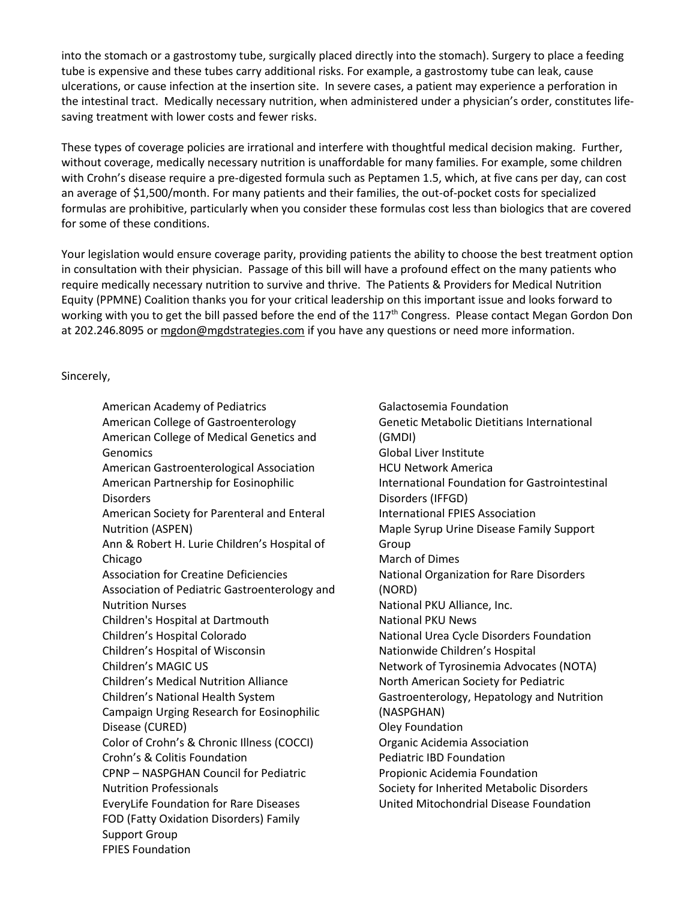into the stomach or a gastrostomy tube, surgically placed directly into the stomach). Surgery to place a feeding tube is expensive and these tubes carry additional risks. For example, a gastrostomy tube can leak, cause ulcerations, or cause infection at the insertion site. In severe cases, a patient may experience a perforation in the intestinal tract. Medically necessary nutrition, when administered under a physician's order, constitutes life-saving treatment with lower costs and fewer risks.

These types of coverage policies are irrational and interfere with thoughtful medical decision making. Further, without coverage, medically necessary nutrition is unaffordable for many families. For example, some children with Crohn's disease require a pre-digested formula such as Peptamen 1.5, which, at five cans per day, can cost an average of $1,500/month. For many patients and their families, the out-of-pocket costs for specialized formulas are prohibitive, particularly when you consider these formulas cost less than biologics that are covered for some of these conditions.

Your legislation would ensure coverage parity, providing patients the ability to choose the best treatment option in consultation with their physician. Passage of this bill will have a profound effect on the many patients who require medically necessary nutrition to survive and thrive. The Patients & Providers for Medical Nutrition Equity (PPMNE) Coalition thanks you for your critical leadership on this important issue and looks forward to working with you to get the bill passed before the end of the 117th Congress. Please contact Megan Gordon Don at 202.246.8095 or mgdon@mgdstrategies.com if you have any questions or need more information.

Sincerely,

American Academy of Pediatrics
American College of Gastroenterology
American College of Medical Genetics and Genomics
American Gastroenterological Association
American Partnership for Eosinophilic Disorders
American Society for Parenteral and Enteral Nutrition (ASPEN)
Ann & Robert H. Lurie Children's Hospital of Chicago
Association for Creatine Deficiencies
Association of Pediatric Gastroenterology and Nutrition Nurses
Children's Hospital at Dartmouth
Children's Hospital Colorado
Children's Hospital of Wisconsin
Children's MAGIC US
Children's Medical Nutrition Alliance
Children's National Health System
Campaign Urging Research for Eosinophilic Disease (CURED)
Color of Crohn's & Chronic Illness (COCCI)
Crohn's & Colitis Foundation
CPNP – NASPGHAN Council for Pediatric Nutrition Professionals
EveryLife Foundation for Rare Diseases
FOD (Fatty Oxidation Disorders) Family Support Group
FPIES Foundation
Galactosemia Foundation
Genetic Metabolic Dietitians International (GMDI)
Global Liver Institute
HCU Network America
International Foundation for Gastrointestinal Disorders (IFFGD)
International FPIES Association
Maple Syrup Urine Disease Family Support Group
March of Dimes
National Organization for Rare Disorders (NORD)
National PKU Alliance, Inc.
National PKU News
National Urea Cycle Disorders Foundation
Nationwide Children's Hospital
Network of Tyrosinemia Advocates (NOTA)
North American Society for Pediatric Gastroenterology, Hepatology and Nutrition (NASPGHAN)
Oley Foundation
Organic Acidemia Association
Pediatric IBD Foundation
Propionic Acidemia Foundation
Society for Inherited Metabolic Disorders
United Mitochondrial Disease Foundation